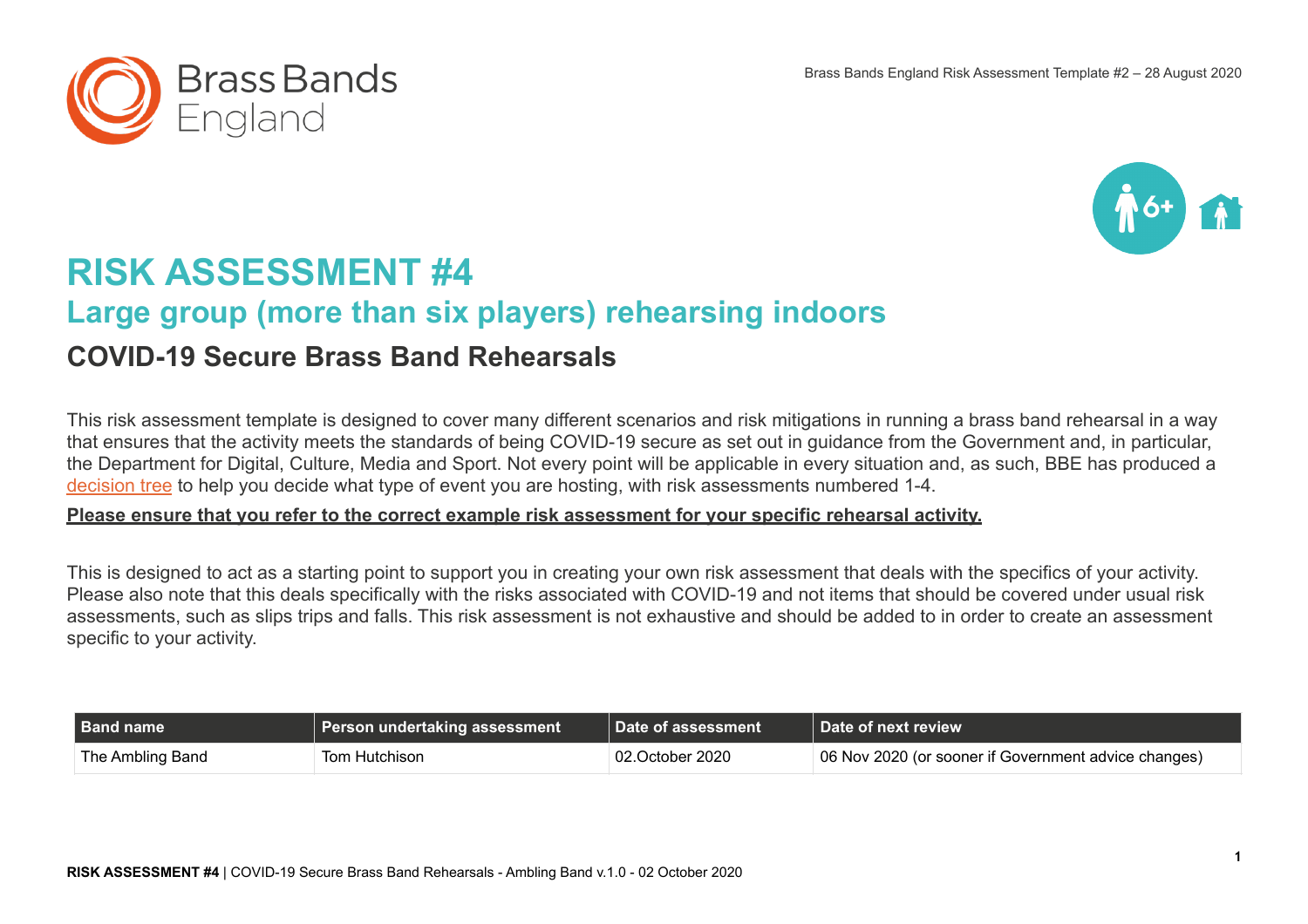# RISK ASSESSMENT #4

## Large group (more than six players) rehearsing indoors

### COVID-19 Secure Brass Band Rehearsals

This risk assessment template is designed to cover many different scenarios and risk mitigations in running a brass band rehearsal in a way that ensures that the activity meets the standards of being COVID-19 secure as set out in guidance from the Government and, in particular, the Department for Digital, Culture, Media and Sport. Not every point will be applicable in every situation and, as such, BBE has produced a decision tree to help you decide what type of event you are hosting, with risk assessments numbered 1-4.

**Please ensure that you refer to the correct example risk assessment for your specific rehearsal activity.**

This is designed to act as a starting point to support you in creating your own risk assessment that deals with the specifics of your activity. Please also note that this deals specifically with the risks associated with COVID-19 and not items that should be covered under usual risk assessments, such as slips trips and falls. This risk assessment is not exhaustive and should be added to in order to create an assessment specific to your activity.

| Band name | Person undertaking assessment | Date of assessment | Date of next review |
|---|---|---|---|
| The Ambling Band | Tom Hutchison | 02.October 2020 | 06 Nov 2020 (or sooner if Government advice changes) |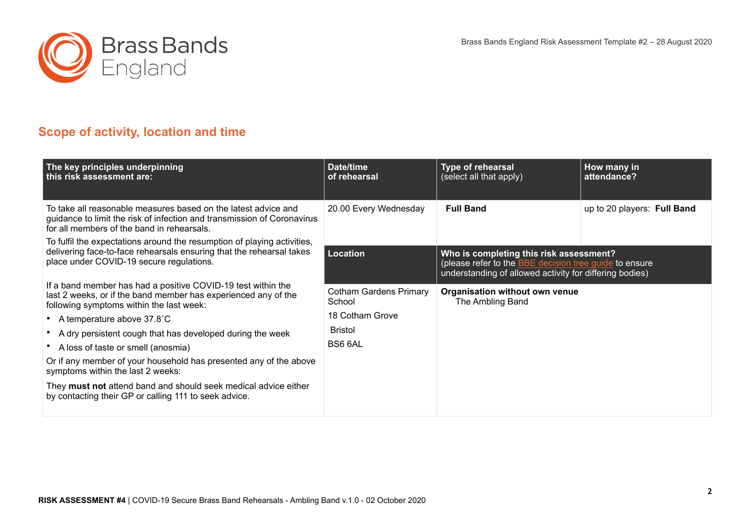## Scope of activity, location and time

| The key principles underpinning this risk assessment are: | Date/time of rehearsal | Type of rehearsal (select all that apply) | How many in attendance? |
|---|---|---|---|
| To take all reasonable measures based on the latest advice and guidance to limit the risk of infection and transmission of Coronavirus for all members of the band in rehearsals.<br>To fulfil the expectations around the resumption of playing activities, delivering face-to-face rehearsals ensuring that the rehearsal takes place under COVID-19 secure regulations. | 20.00 Every Wednesday | **Full Band** | up to 20 players: **Full Band** |
| | **Location** | **Who is completing this risk assessment?** (please refer to the BBE decision tree guide to ensure understanding of allowed activity for differing bodies) | |
| If a band member has had a positive COVID-19 test within the last 2 weeks, or if the band member has experienced any of the following symptoms within the last week:<br>• A temperature above 37.8˚C<br>• A dry persistent cough that has developed during the week<br>• A loss of taste or smell (anosmia)<br>Or if any member of your household has presented any of the above symptoms within the last 2 weeks:<br>They **must not** attend band and should seek medical advice either by contacting their GP or calling 111 to seek advice. | Cotham Gardens Primary School<br>18 Cotham Grove<br>Bristol<br>BS6 6AL | **Organisation without own venue**<br>The Ambling Band | |

RISK ASSESSMENT #4 | COVID-19 Secure Brass Band Rehearsals - Ambling Band v.1.0 - 02 October 2020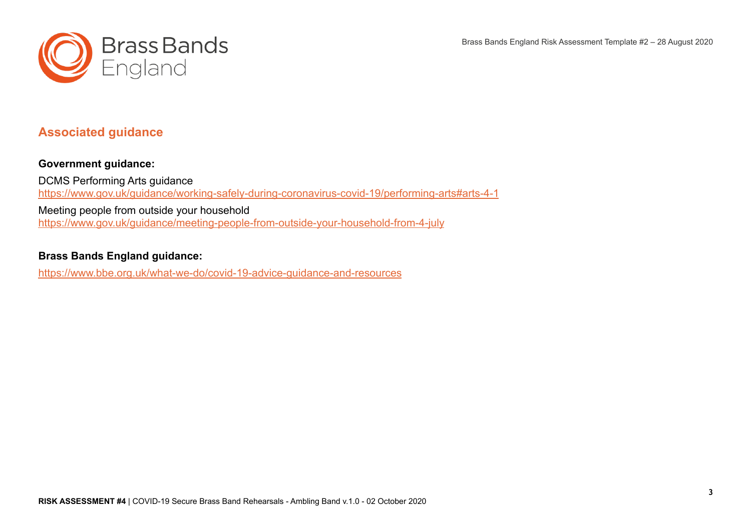## Associated guidance

**Government guidance:**

DCMS Performing Arts guidance
https://www.gov.uk/guidance/working-safely-during-coronavirus-covid-19/performing-arts#arts-4-1

Meeting people from outside your household
https://www.gov.uk/guidance/meeting-people-from-outside-your-household-from-4-july

**Brass Bands England guidance:**

https://www.bbe.org.uk/what-we-do/covid-19-advice-guidance-and-resources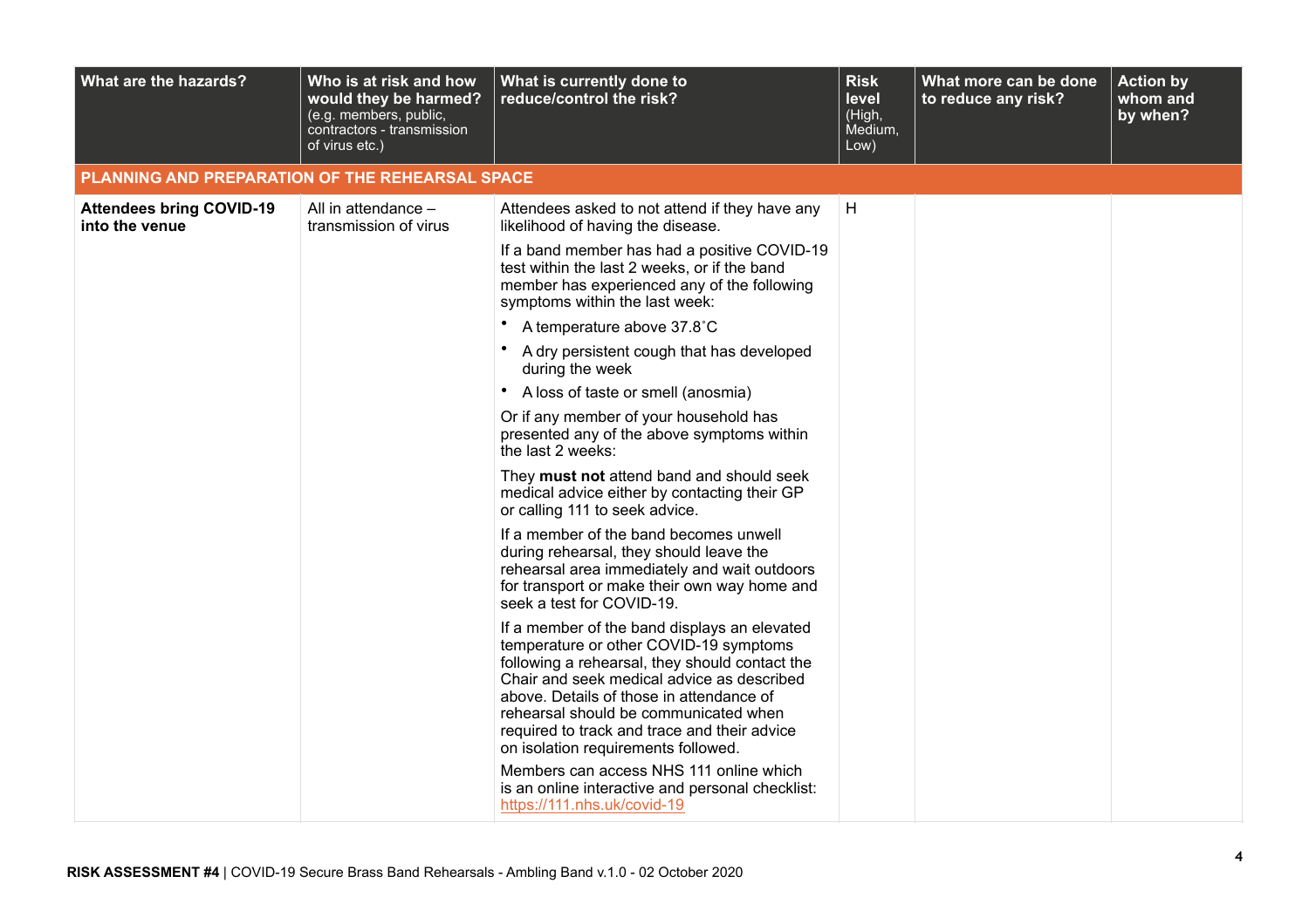| What are the hazards? | Who is at risk and how would they be harmed? (e.g. members, public, contractors - transmission of virus etc.) | What is currently done to reduce/control the risk? | Risk level (High, Medium, Low) | What more can be done to reduce any risk? | Action by whom and by when? |
|---|---|---|---|---|---|
| **PLANNING AND PREPARATION OF THE REHEARSAL SPACE** | | | | | |
| **Attendees bring COVID-19 into the venue** | All in attendance – transmission of virus | Attendees asked to not attend if they have any likelihood of having the disease.<br><br>If a band member has had a positive COVID-19 test within the last 2 weeks, or if the band member has experienced any of the following symptoms within the last week:<br>• A temperature above 37.8˚C<br>• A dry persistent cough that has developed during the week<br>• A loss of taste or smell (anosmia)<br><br>Or if any member of your household has presented any of the above symptoms within the last 2 weeks:<br><br>They **must not** attend band and should seek medical advice either by contacting their GP or calling 111 to seek advice.<br><br>If a member of the band becomes unwell during rehearsal, they should leave the rehearsal area immediately and wait outdoors for transport or make their own way home and seek a test for COVID-19.<br><br>If a member of the band displays an elevated temperature or other COVID-19 symptoms following a rehearsal, they should contact the Chair and seek medical advice as described above. Details of those in attendance of rehearsal should be communicated when required to track and trace and their advice on isolation requirements followed.<br><br>Members can access NHS 111 online which is an online interactive and personal checklist: https://111.nhs.uk/covid-19 | H | | |

**RISK ASSESSMENT #4** | COVID-19 Secure Brass Band Rehearsals - Ambling Band v.1.0 - 02 October 2020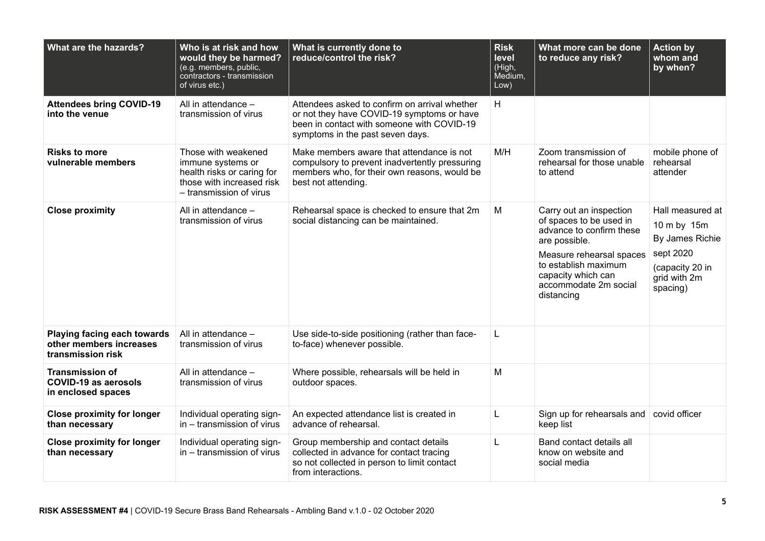| What are the hazards? | Who is at risk and how would they be harmed? (e.g. members, public, contractors - transmission of virus etc.) | What is currently done to reduce/control the risk? | Risk level (High, Medium, Low) | What more can be done to reduce any risk? | Action by whom and by when? |
|---|---|---|---|---|---|
| **Attendees bring COVID-19 into the venue** | All in attendance – transmission of virus | Attendees asked to confirm on arrival whether or not they have COVID-19 symptoms or have been in contact with someone with COVID-19 symptoms in the past seven days. | H | | |
| **Risks to more vulnerable members** | Those with weakened immune systems or health risks or caring for those with increased risk – transmission of virus | Make members aware that attendance is not compulsory to prevent inadvertently pressuring members who, for their own reasons, would be best not attending. | M/H | Zoom transmission of rehearsal for those unable to attend | mobile phone of rehearsal attender |
| **Close proximity** | All in attendance – transmission of virus | Rehearsal space is checked to ensure that 2m social distancing can be maintained. | M | Carry out an inspection of spaces to be used in advance to confirm these are possible. Measure rehearsal spaces to establish maximum capacity which can accommodate 2m social distancing | Hall measured at 10 m by 15m By James Richie sept 2020 (capacity 20 in grid with 2m spacing) |
| **Playing facing each towards other members increases transmission risk** | All in attendance – transmission of virus | Use side-to-side positioning (rather than face-to-face) whenever possible. | L | | |
| **Transmission of COVID-19 as aerosols in enclosed spaces** | All in attendance – transmission of virus | Where possible, rehearsals will be held in outdoor spaces. | M | | |
| **Close proximity for longer than necessary** | Individual operating sign-in – transmission of virus | An expected attendance list is created in advance of rehearsal. | L | Sign up for rehearsals and keep list | covid officer |
| **Close proximity for longer than necessary** | Individual operating sign-in – transmission of virus | Group membership and contact details collected in advance for contact tracing so not collected in person to limit contact from interactions. | L | Band contact details all know on website and social media | |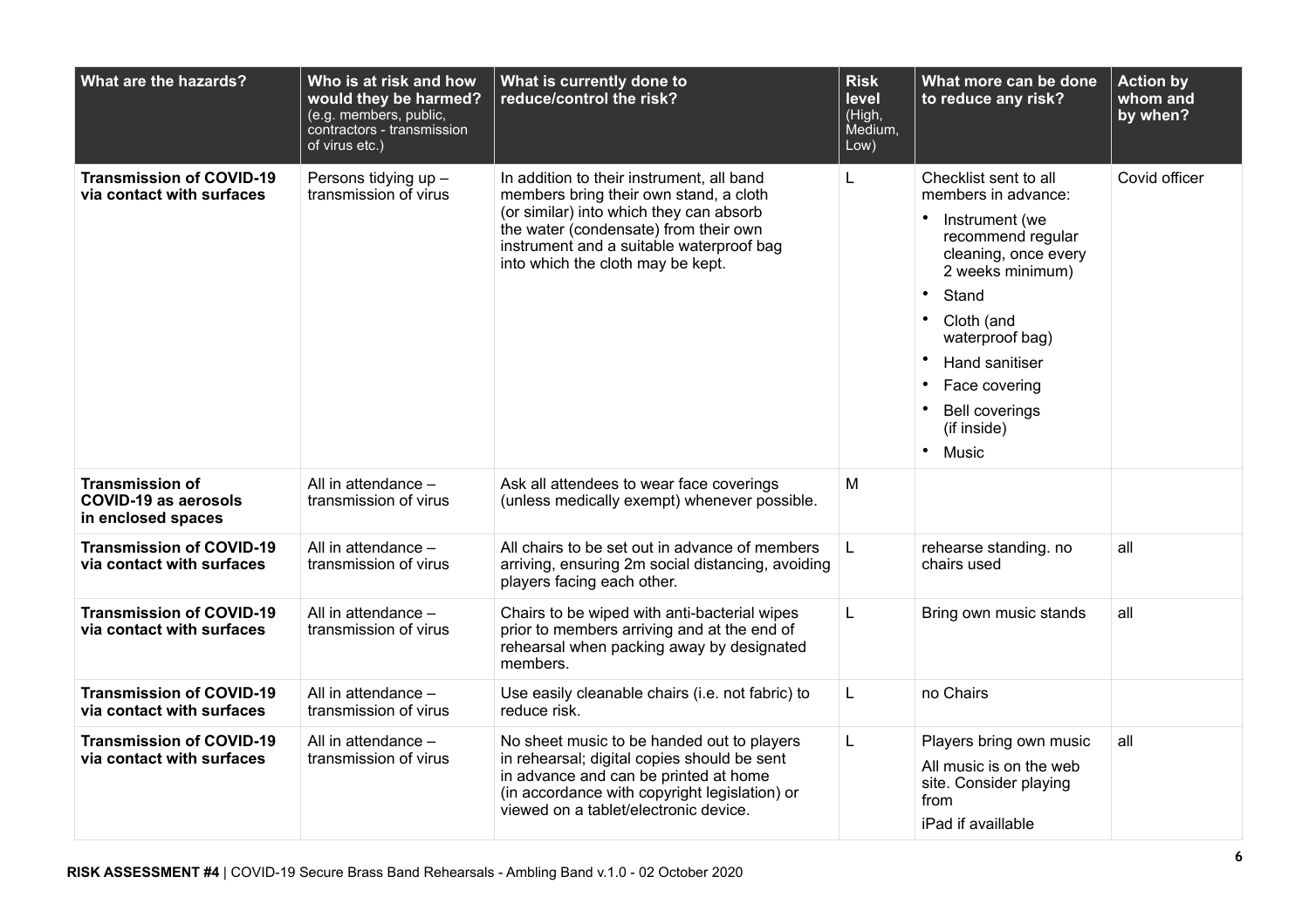| What are the hazards? | Who is at risk and how would they be harmed? (e.g. members, public, contractors - transmission of virus etc.) | What is currently done to reduce/control the risk? | Risk level (High, Medium, Low) | What more can be done to reduce any risk? | Action by whom and by when? |
|---|---|---|---|---|---|
| **Transmission of COVID-19 via contact with surfaces** | Persons tidying up – transmission of virus | In addition to their instrument, all band members bring their own stand, a cloth (or similar) into which they can absorb the water (condensate) from their own instrument and a suitable waterproof bag into which the cloth may be kept. | L | Checklist sent to all members in advance: • Instrument (we recommend regular cleaning, once every 2 weeks minimum) • Stand • Cloth (and waterproof bag) • Hand sanitiser • Face covering • Bell coverings (if inside) • Music | Covid officer |
| **Transmission of COVID-19 as aerosols in enclosed spaces** | All in attendance – transmission of virus | Ask all attendees to wear face coverings (unless medically exempt) whenever possible. | M | | |
| **Transmission of COVID-19 via contact with surfaces** | All in attendance – transmission of virus | All chairs to be set out in advance of members arriving, ensuring 2m social distancing, avoiding players facing each other. | L | rehearse standing. no chairs used | all |
| **Transmission of COVID-19 via contact with surfaces** | All in attendance – transmission of virus | Chairs to be wiped with anti-bacterial wipes prior to members arriving and at the end of rehearsal when packing away by designated members. | L | Bring own music stands | all |
| **Transmission of COVID-19 via contact with surfaces** | All in attendance – transmission of virus | Use easily cleanable chairs (i.e. not fabric) to reduce risk. | L | no Chairs | |
| **Transmission of COVID-19 via contact with surfaces** | All in attendance – transmission of virus | No sheet music to be handed out to players in rehearsal; digital copies should be sent in advance and can be printed at home (in accordance with copyright legislation) or viewed on a tablet/electronic device. | L | Players bring own music All music is on the web site. Consider playing from iPad if availlable | all |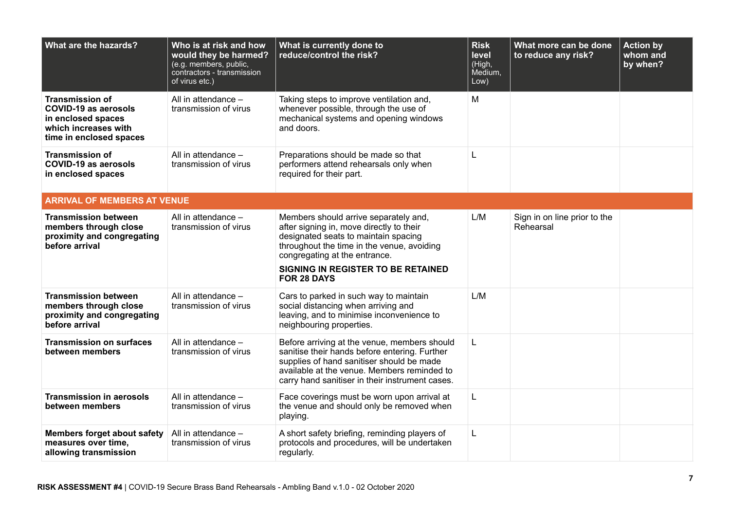| What are the hazards? | Who is at risk and how would they be harmed? (e.g. members, public, contractors - transmission of virus etc.) | What is currently done to reduce/control the risk? | Risk level (High, Medium, Low) | What more can be done to reduce any risk? | Action by whom and by when? |
|---|---|---|---|---|---|
| **Transmission of COVID-19 as aerosols in enclosed spaces which increases with time in enclosed spaces** | All in attendance – transmission of virus | Taking steps to improve ventilation and, whenever possible, through the use of mechanical systems and opening windows and doors. | M | | |
| **Transmission of COVID-19 as aerosols in enclosed spaces** | All in attendance – transmission of virus | Preparations should be made so that performers attend rehearsals only when required for their part. | L | | |
| **ARRIVAL OF MEMBERS AT VENUE** | | | | | |
| **Transmission between members through close proximity and congregating before arrival** | All in attendance – transmission of virus | Members should arrive separately and, after signing in, move directly to their designated seats to maintain spacing throughout the time in the venue, avoiding congregating at the entrance. **SIGNING IN REGISTER TO BE RETAINED FOR 28 DAYS** | L/M | Sign in on line prior to the Rehearsal | |
| **Transmission between members through close proximity and congregating before arrival** | All in attendance – transmission of virus | Cars to parked in such way to maintain social distancing when arriving and leaving, and to minimise inconvenience to neighbouring properties. | L/M | | |
| **Transmission on surfaces between members** | All in attendance – transmission of virus | Before arriving at the venue, members should sanitise their hands before entering. Further supplies of hand sanitiser should be made available at the venue. Members reminded to carry hand sanitiser in their instrument cases. | L | | |
| **Transmission in aerosols between members** | All in attendance – transmission of virus | Face coverings must be worn upon arrival at the venue and should only be removed when playing. | L | | |
| **Members forget about safety measures over time, allowing transmission** | All in attendance – transmission of virus | A short safety briefing, reminding players of protocols and procedures, will be undertaken regularly. | L | | |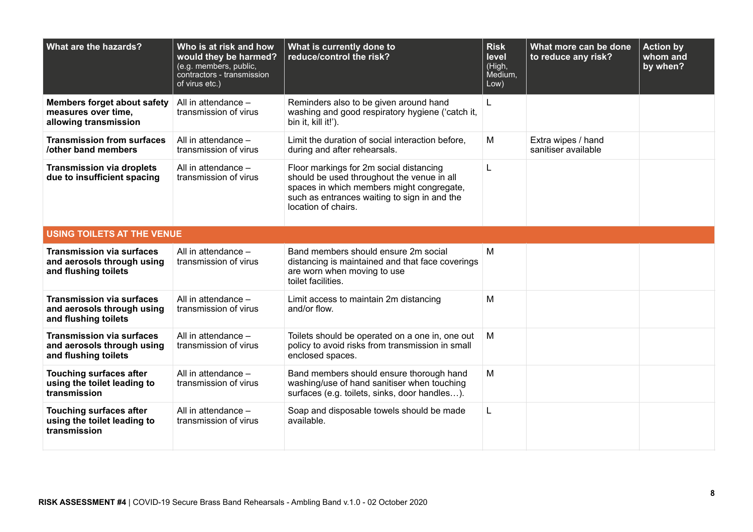| What are the hazards? | Who is at risk and how would they be harmed? (e.g. members, public, contractors - transmission of virus etc.) | What is currently done to reduce/control the risk? | Risk level (High, Medium, Low) | What more can be done to reduce any risk? | Action by whom and by when? |
|---|---|---|---|---|---|
| **Members forget about safety measures over time, allowing transmission** | All in attendance – transmission of virus | Reminders also to be given around hand washing and good respiratory hygiene ('catch it, bin it, kill it!'). | L | | |
| **Transmission from surfaces /other band members** | All in attendance – transmission of virus | Limit the duration of social interaction before, during and after rehearsals. | M | Extra wipes / hand sanitiser available | |
| **Transmission via droplets due to insufficient spacing** | All in attendance – transmission of virus | Floor markings for 2m social distancing should be used throughout the venue in all spaces in which members might congregate, such as entrances waiting to sign in and the location of chairs. | L | | |
| **USING TOILETS AT THE VENUE** | | | | | |
| **Transmission via surfaces and aerosols through using and flushing toilets** | All in attendance – transmission of virus | Band members should ensure 2m social distancing is maintained and that face coverings are worn when moving to use toilet facilities. | M | | |
| **Transmission via surfaces and aerosols through using and flushing toilets** | All in attendance – transmission of virus | Limit access to maintain 2m distancing and/or flow. | M | | |
| **Transmission via surfaces and aerosols through using and flushing toilets** | All in attendance – transmission of virus | Toilets should be operated on a one in, one out policy to avoid risks from transmission in small enclosed spaces. | M | | |
| **Touching surfaces after using the toilet leading to transmission** | All in attendance – transmission of virus | Band members should ensure thorough hand washing/use of hand sanitiser when touching surfaces (e.g. toilets, sinks, door handles…). | M | | |
| **Touching surfaces after using the toilet leading to transmission** | All in attendance – transmission of virus | Soap and disposable towels should be made available. | L | | |

**RISK ASSESSMENT #4** | COVID-19 Secure Brass Band Rehearsals - Ambling Band v.1.0 - 02 October 2020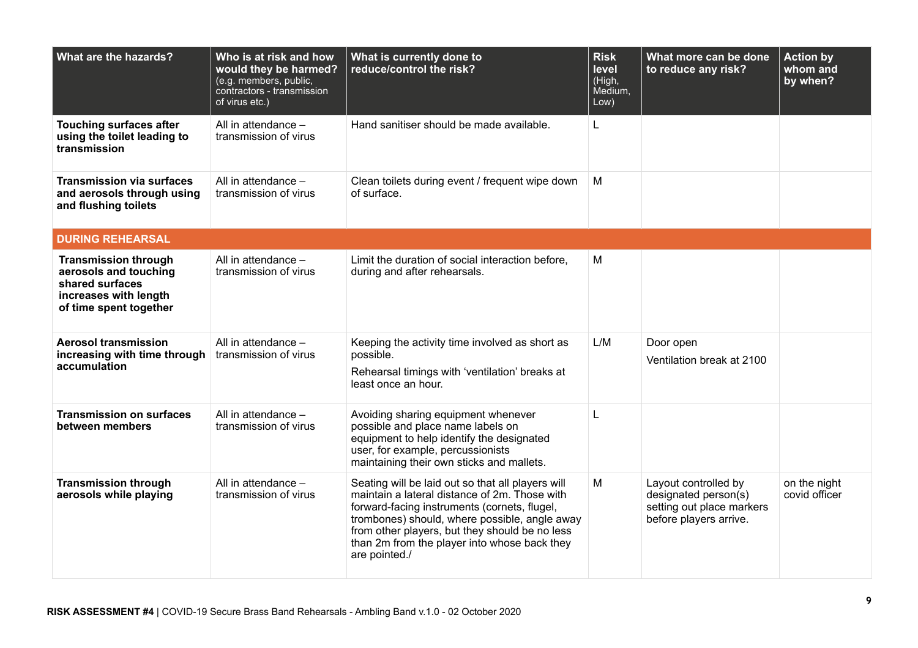| What are the hazards? | Who is at risk and how would they be harmed? (e.g. members, public, contractors - transmission of virus etc.) | What is currently done to reduce/control the risk? | Risk level (High, Medium, Low) | What more can be done to reduce any risk? | Action by whom and by when? |
|---|---|---|---|---|---|
| **Touching surfaces after using the toilet leading to transmission** | All in attendance – transmission of virus | Hand sanitiser should be made available. | L | | |
| **Transmission via surfaces and aerosols through using and flushing toilets** | All in attendance – transmission of virus | Clean toilets during event / frequent wipe down of surface. | M | | |
| **DURING REHEARSAL** | | | | | |
| **Transmission through aerosols and touching shared surfaces increases with length of time spent together** | All in attendance – transmission of virus | Limit the duration of social interaction before, during and after rehearsals. | M | | |
| **Aerosol transmission increasing with time through accumulation** | All in attendance – transmission of virus | Keeping the activity time involved as short as possible.<br>Rehearsal timings with 'ventilation' breaks at least once an hour. | L/M | Door open<br>Ventilation break at 2100 | |
| **Transmission on surfaces between members** | All in attendance – transmission of virus | Avoiding sharing equipment whenever possible and place name labels on equipment to help identify the designated user, for example, percussionists maintaining their own sticks and mallets. | L | | |
| **Transmission through aerosols while playing** | All in attendance – transmission of virus | Seating will be laid out so that all players will maintain a lateral distance of 2m. Those with forward-facing instruments (cornets, flugel, trombones) should, where possible, angle away from other players, but they should be no less than 2m from the player into whose back they are pointed./ | M | Layout controlled by designated person(s) setting out place markers before players arrive. | on the night covid officer |

**RISK ASSESSMENT #4** | COVID-19 Secure Brass Band Rehearsals - Ambling Band v.1.0 - 02 October 2020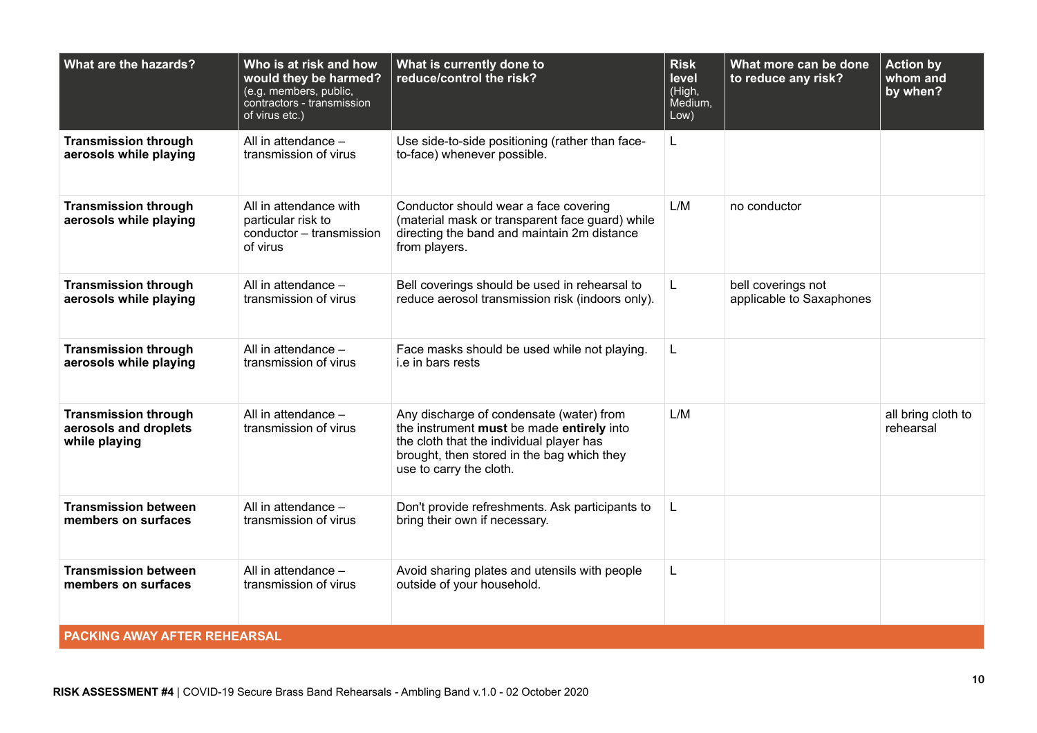| What are the hazards? | Who is at risk and how would they be harmed? (e.g. members, public, contractors - transmission of virus etc.) | What is currently done to reduce/control the risk? | Risk level (High, Medium, Low) | What more can be done to reduce any risk? | Action by whom and by when? |
|---|---|---|---|---|---|
| **Transmission through aerosols while playing** | All in attendance – transmission of virus | Use side-to-side positioning (rather than face-to-face) whenever possible. | L | | |
| **Transmission through aerosols while playing** | All in attendance with particular risk to conductor – transmission of virus | Conductor should wear a face covering (material mask or transparent face guard) while directing the band and maintain 2m distance from players. | L/M | no conductor | |
| **Transmission through aerosols while playing** | All in attendance – transmission of virus | Bell coverings should be used in rehearsal to reduce aerosol transmission risk (indoors only). | L | bell coverings not applicable to Saxaphones | |
| **Transmission through aerosols while playing** | All in attendance – transmission of virus | Face masks should be used while not playing. i.e in bars rests | L | | |
| **Transmission through aerosols and droplets while playing** | All in attendance – transmission of virus | Any discharge of condensate (water) from the instrument **must** be made **entirely** into the cloth that the individual player has brought, then stored in the bag which they use to carry the cloth. | L/M | | all bring cloth to rehearsal |
| **Transmission between members on surfaces** | All in attendance – transmission of virus | Don't provide refreshments. Ask participants to bring their own if necessary. | L | | |
| **Transmission between members on surfaces** | All in attendance – transmission of virus | Avoid sharing plates and utensils with people outside of your household. | L | | |
| **PACKING AWAY AFTER REHEARSAL** | | | | | |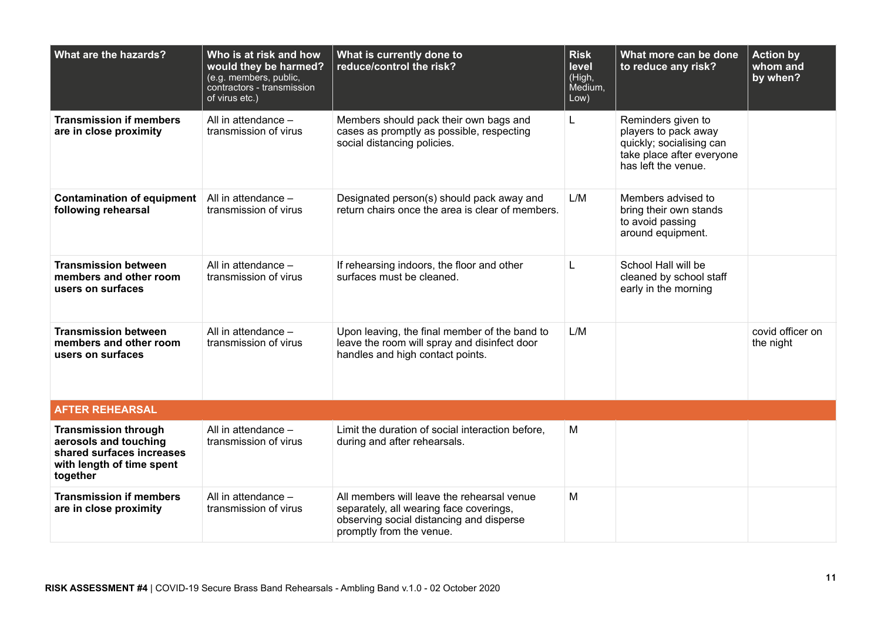| What are the hazards? | Who is at risk and how would they be harmed? (e.g. members, public, contractors - transmission of virus etc.) | What is currently done to reduce/control the risk? | Risk level (High, Medium, Low) | What more can be done to reduce any risk? | Action by whom and by when? |
|---|---|---|---|---|---|
| **Transmission if members are in close proximity** | All in attendance – transmission of virus | Members should pack their own bags and cases as promptly as possible, respecting social distancing policies. | L | Reminders given to players to pack away quickly; socialising can take place after everyone has left the venue. | |
| **Contamination of equipment following rehearsal** | All in attendance – transmission of virus | Designated person(s) should pack away and return chairs once the area is clear of members. | L/M | Members advised to bring their own stands to avoid passing around equipment. | |
| **Transmission between members and other room users on surfaces** | All in attendance – transmission of virus | If rehearsing indoors, the floor and other surfaces must be cleaned. | L | School Hall will be cleaned by school staff early in the morning | |
| **Transmission between members and other room users on surfaces** | All in attendance – transmission of virus | Upon leaving, the final member of the band to leave the room will spray and disinfect door handles and high contact points. | L/M | | covid officer on the night |
| **AFTER REHEARSAL** | | | | | |
| **Transmission through aerosols and touching shared surfaces increases with length of time spent together** | All in attendance – transmission of virus | Limit the duration of social interaction before, during and after rehearsals. | M | | |
| **Transmission if members are in close proximity** | All in attendance – transmission of virus | All members will leave the rehearsal venue separately, all wearing face coverings, observing social distancing and disperse promptly from the venue. | M | | |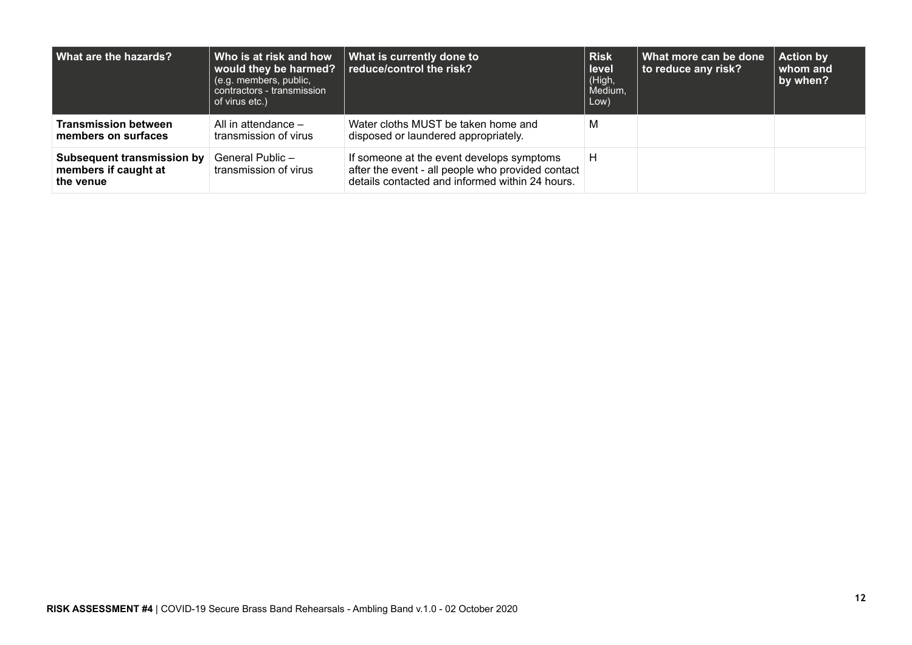| What are the hazards? | Who is at risk and how would they be harmed? (e.g. members, public, contractors - transmission of virus etc.) | What is currently done to reduce/control the risk? | Risk level (High, Medium, Low) | What more can be done to reduce any risk? | Action by whom and by when? |
|---|---|---|---|---|---|
| **Transmission between members on surfaces** | All in attendance – transmission of virus | Water cloths MUST be taken home and disposed or laundered appropriately. | M | | |
| **Subsequent transmission by members if caught at the venue** | General Public – transmission of virus | If someone at the event develops symptoms after the event - all people who provided contact details contacted and informed within 24 hours. | H | | |